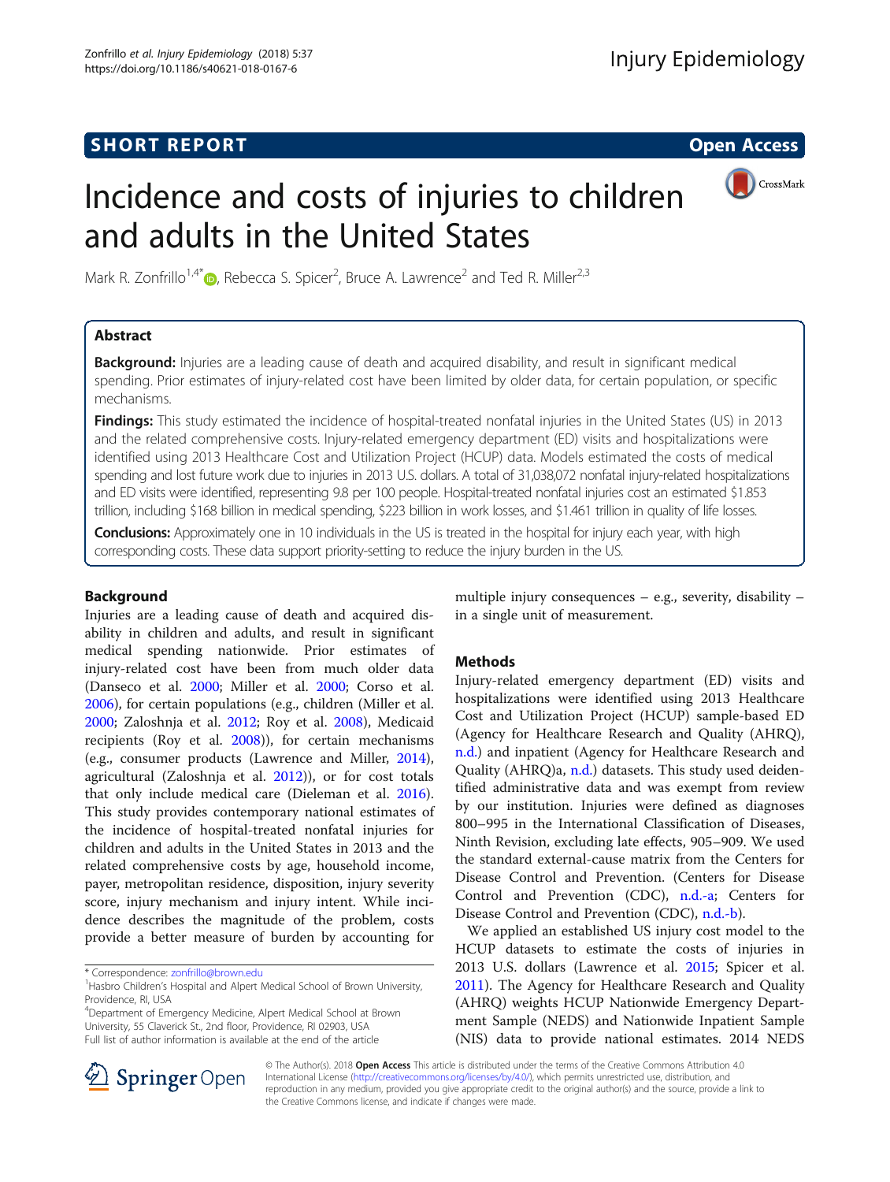SHORT REPORT

Open Access

# Incidence and costs of injuries to children and adults in the United States

Mark R. Zonfrillo[1,4*], Rebecca S. Spicer[2], Bruce A. Lawrence[2] and Ted R. Miller[2,3]

## Abstract

**Background:** Injuries are a leading cause of death and acquired disability, and result in significant medical spending. Prior estimates of injury-related cost have been limited by older data, for certain population, or specific mechanisms.

**Findings:** This study estimated the incidence of hospital-treated nonfatal injuries in the United States (US) in 2013 and the related comprehensive costs. Injury-related emergency department (ED) visits and hospitalizations were identified using 2013 Healthcare Cost and Utilization Project (HCUP) data. Models estimated the costs of medical spending and lost future work due to injuries in 2013 U.S. dollars. A total of 31,038,072 nonfatal injury-related hospitalizations and ED visits were identified, representing 9.8 per 100 people. Hospital-treated nonfatal injuries cost an estimated $1.853 trillion, including $168 billion in medical spending, $223 billion in work losses, and $1.461 trillion in quality of life losses.

**Conclusions:** Approximately one in 10 individuals in the US is treated in the hospital for injury each year, with high corresponding costs. These data support priority-setting to reduce the injury burden in the US.

## Background

Injuries are a leading cause of death and acquired disability in children and adults, and result in significant medical spending nationwide. Prior estimates of injury-related cost have been from much older data (Danseco et al. 2000; Miller et al. 2000; Corso et al. 2006), for certain populations (e.g., children (Miller et al. 2000; Zaloshnja et al. 2012; Roy et al. 2008), Medicaid recipients (Roy et al. 2008)), for certain mechanisms (e.g., consumer products (Lawrence and Miller, 2014), agricultural (Zaloshnja et al. 2012)), or for cost totals that only include medical care (Dieleman et al. 2016). This study provides contemporary national estimates of the incidence of hospital-treated nonfatal injuries for children and adults in the United States in 2013 and the related comprehensive costs by age, household income, payer, metropolitan residence, disposition, injury severity score, injury mechanism and injury intent. While incidence describes the magnitude of the problem, costs provide a better measure of burden by accounting for multiple injury consequences – e.g., severity, disability – in a single unit of measurement.

## Methods

Injury-related emergency department (ED) visits and hospitalizations were identified using 2013 Healthcare Cost and Utilization Project (HCUP) sample-based ED (Agency for Healthcare Research and Quality (AHRQ), n.d.) and inpatient (Agency for Healthcare Research and Quality (AHRQ)a, n.d.) datasets. This study used deidentified administrative data and was exempt from review by our institution. Injuries were defined as diagnoses 800–995 in the International Classification of Diseases, Ninth Revision, excluding late effects, 905–909. We used the standard external-cause matrix from the Centers for Disease Control and Prevention. (Centers for Disease Control and Prevention (CDC), n.d.-a; Centers for Disease Control and Prevention (CDC), n.d.-b).

We applied an established US injury cost model to the HCUP datasets to estimate the costs of injuries in 2013 U.S. dollars (Lawrence et al. 2015; Spicer et al. 2011). The Agency for Healthcare Research and Quality (AHRQ) weights HCUP Nationwide Emergency Department Sample (NEDS) and Nationwide Inpatient Sample (NIS) data to provide national estimates. 2014 NEDS

\* Correspondence: zonfrillo@brown.edu
[1]Hasbro Children's Hospital and Alpert Medical School of Brown University, Providence, RI, USA
[4]Department of Emergency Medicine, Alpert Medical School at Brown University, 55 Claverick St., 2nd floor, Providence, RI 02903, USA
Full list of author information is available at the end of the article

© The Author(s). 2018 **Open Access** This article is distributed under the terms of the Creative Commons Attribution 4.0 International License (http://creativecommons.org/licenses/by/4.0/), which permits unrestricted use, distribution, and reproduction in any medium, provided you give appropriate credit to the original author(s) and the source, provide a link to the Creative Commons license, and indicate if changes were made.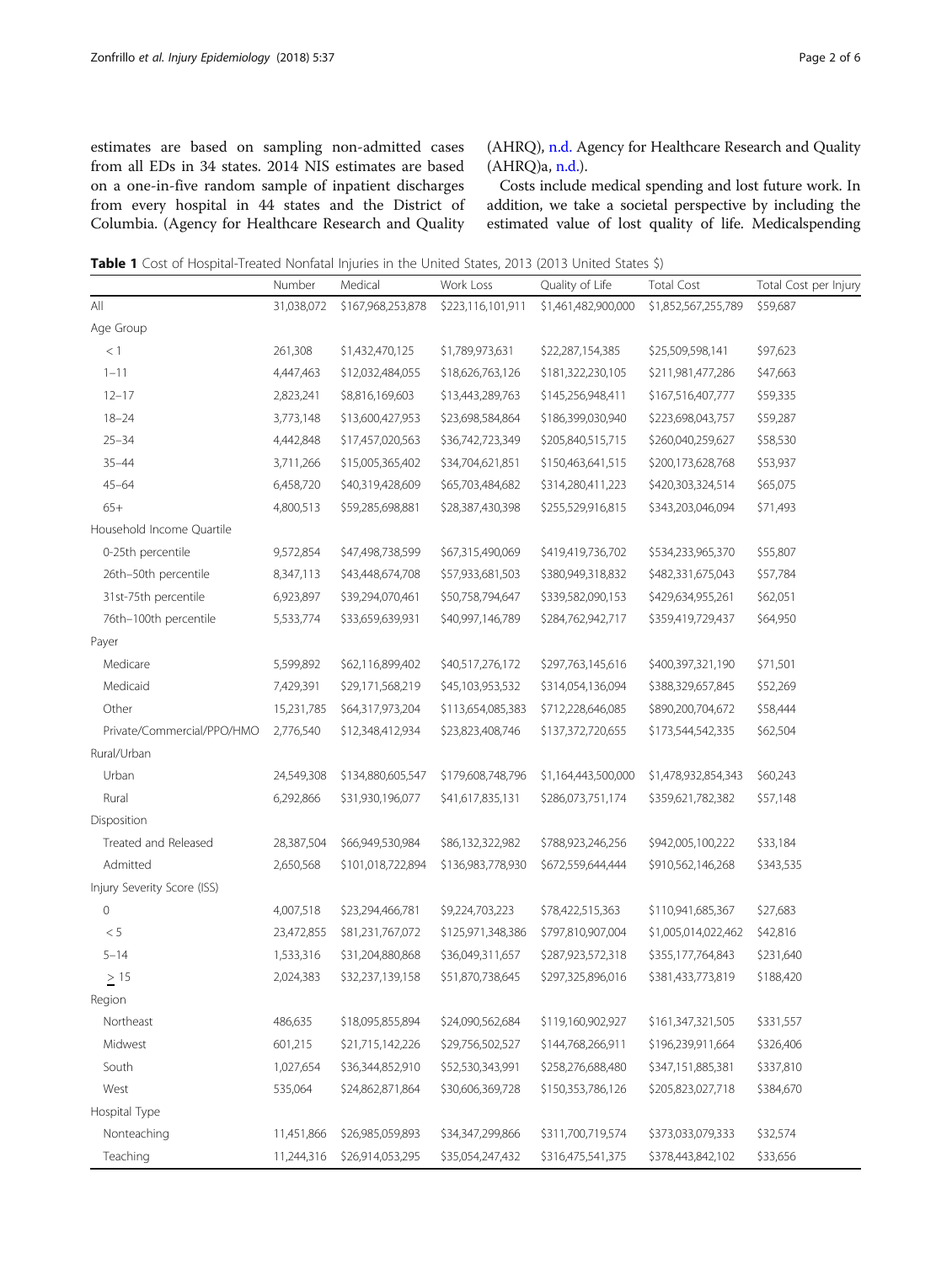estimates are based on sampling non-admitted cases from all EDs in 34 states. 2014 NIS estimates are based on a one-in-five random sample of inpatient discharges from every hospital in 44 states and the District of Columbia. (Agency for Healthcare Research and Quality (AHRQ), n.d. Agency for Healthcare Research and Quality (AHRQ)a, n.d.).

Costs include medical spending and lost future work. In addition, we take a societal perspective by including the estimated value of lost quality of life. Medicalspending

**Table 1** Cost of Hospital-Treated Nonfatal Injuries in the United States, 2013 (2013 United States $)

| | Number | Medical | Work Loss | Quality of Life | Total Cost | Total Cost per Injury |
|---|---|---|---|---|---|---|
| All | 31,038,072 | $167,968,253,878 | $223,116,101,911 | $1,461,482,900,000 | $1,852,567,255,789 | $59,687 |
| Age Group | | | | | | |
| < 1 | 261,308 | $1,432,470,125 | $1,789,973,631 | $22,287,154,385 | $25,509,598,141 | $97,623 |
| 1–11 | 4,447,463 | $12,032,484,055 | $18,626,763,126 | $181,322,230,105 | $211,981,477,286 | $47,663 |
| 12–17 | 2,823,241 | $8,816,169,603 | $13,443,289,763 | $145,256,948,411 | $167,516,407,777 | $59,335 |
| 18–24 | 3,773,148 | $13,600,427,953 | $23,698,584,864 | $186,399,030,940 | $223,698,043,757 | $59,287 |
| 25–34 | 4,442,848 | $17,457,020,563 | $36,742,723,349 | $205,840,515,715 | $260,040,259,627 | $58,530 |
| 35–44 | 3,711,266 | $15,005,365,402 | $34,704,621,851 | $150,463,641,515 | $200,173,628,768 | $53,937 |
| 45–64 | 6,458,720 | $40,319,428,609 | $65,703,484,682 | $314,280,411,223 | $420,303,324,514 | $65,075 |
| 65+ | 4,800,513 | $59,285,698,881 | $28,387,430,398 | $255,529,916,815 | $343,203,046,094 | $71,493 |
| Household Income Quartile | | | | | | |
| 0-25th percentile | 9,572,854 | $47,498,738,599 | $67,315,490,069 | $419,419,736,702 | $534,233,965,370 | $55,807 |
| 26th–50th percentile | 8,347,113 | $43,448,674,708 | $57,933,681,503 | $380,949,318,832 | $482,331,675,043 | $57,784 |
| 31st-75th percentile | 6,923,897 | $39,294,070,461 | $50,758,794,647 | $339,582,090,153 | $429,634,955,261 | $62,051 |
| 76th–100th percentile | 5,533,774 | $33,659,639,931 | $40,997,146,789 | $284,762,942,717 | $359,419,729,437 | $64,950 |
| Payer | | | | | | |
| Medicare | 5,599,892 | $62,116,899,402 | $40,517,276,172 | $297,763,145,616 | $400,397,321,190 | $71,501 |
| Medicaid | 7,429,391 | $29,171,568,219 | $45,103,953,532 | $314,054,136,094 | $388,329,657,845 | $52,269 |
| Other | 15,231,785 | $64,317,973,204 | $113,654,085,383 | $712,228,646,085 | $890,200,704,672 | $58,444 |
| Private/Commercial/PPO/HMO | 2,776,540 | $12,348,412,934 | $23,823,408,746 | $137,372,720,655 | $173,544,542,335 | $62,504 |
| Rural/Urban | | | | | | |
| Urban | 24,549,308 | $134,880,605,547 | $179,608,748,796 | $1,164,443,500,000 | $1,478,932,854,343 | $60,243 |
| Rural | 6,292,866 | $31,930,196,077 | $41,617,835,131 | $286,073,751,174 | $359,621,782,382 | $57,148 |
| Disposition | | | | | | |
| Treated and Released | 28,387,504 | $66,949,530,984 | $86,132,322,982 | $788,923,246,256 | $942,005,100,222 | $33,184 |
| Admitted | 2,650,568 | $101,018,722,894 | $136,983,778,930 | $672,559,644,444 | $910,562,146,268 | $343,535 |
| Injury Severity Score (ISS) | | | | | | |
| 0 | 4,007,518 | $23,294,466,781 | $9,224,703,223 | $78,422,515,363 | $110,941,685,367 | $27,683 |
| < 5 | 23,472,855 | $81,231,767,072 | $125,971,348,386 | $797,810,907,004 | $1,005,014,022,462 | $42,816 |
| 5–14 | 1,533,316 | $31,204,880,868 | $36,049,311,657 | $287,923,572,318 | $355,177,764,843 | $231,640 |
| ≥ 15 | 2,024,383 | $32,237,139,158 | $51,870,738,645 | $297,325,896,016 | $381,433,773,819 | $188,420 |
| Region | | | | | | |
| Northeast | 486,635 | $18,095,855,894 | $24,090,562,684 | $119,160,902,927 | $161,347,321,505 | $331,557 |
| Midwest | 601,215 | $21,715,142,226 | $29,756,502,527 | $144,768,266,911 | $196,239,911,664 | $326,406 |
| South | 1,027,654 | $36,344,852,910 | $52,530,343,991 | $258,276,688,480 | $347,151,885,381 | $337,810 |
| West | 535,064 | $24,862,871,864 | $30,606,369,728 | $150,353,786,126 | $205,823,027,718 | $384,670 |
| Hospital Type | | | | | | |
| Nonteaching | 11,451,866 | $26,985,059,893 | $34,347,299,866 | $311,700,719,574 | $373,033,079,333 | $32,574 |
| Teaching | 11,244,316 | $26,914,053,295 | $35,054,247,432 | $316,475,541,375 | $378,443,842,102 | $33,656 |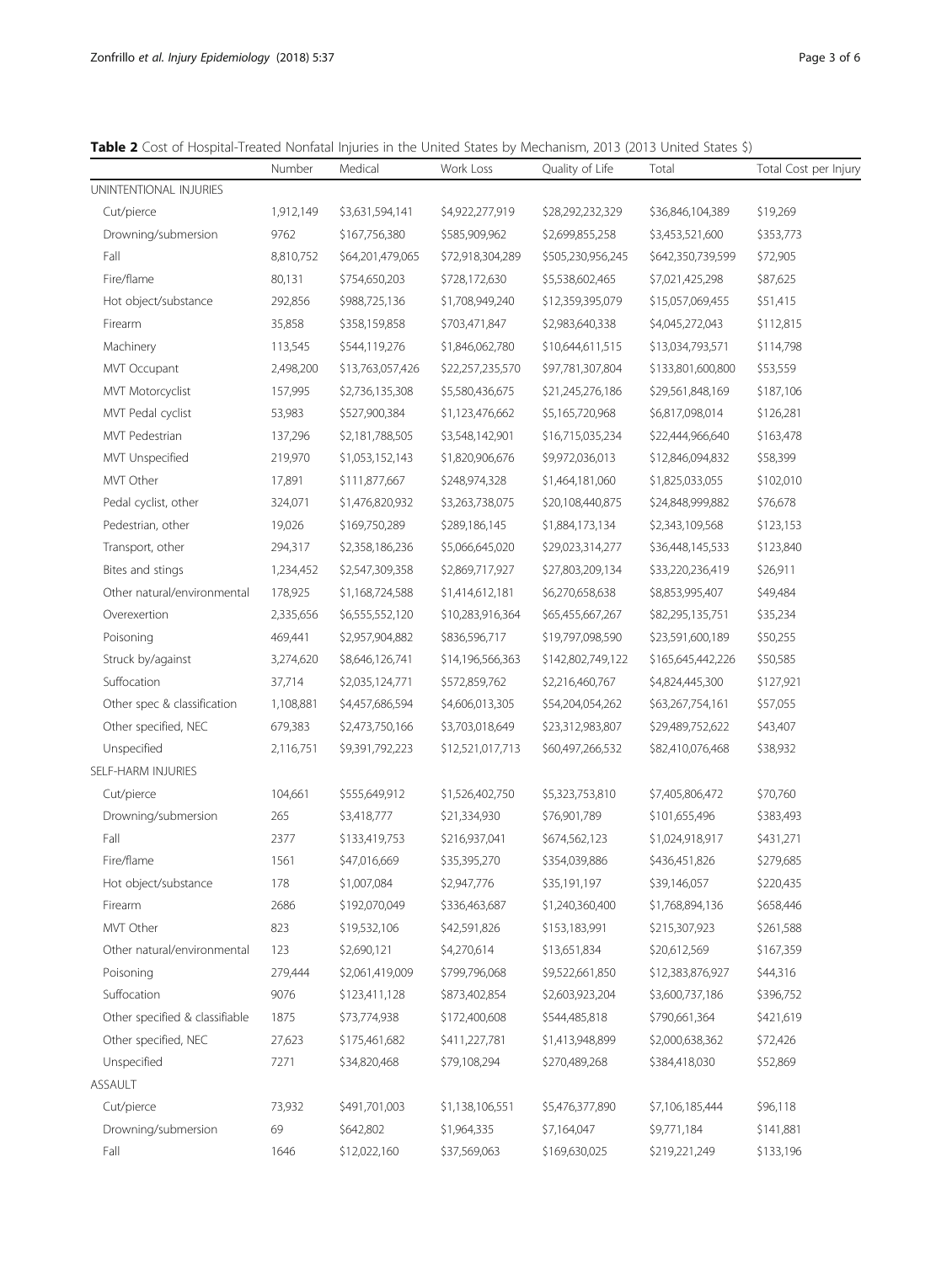**Table 2** Cost of Hospital-Treated Nonfatal Injuries in the United States by Mechanism, 2013 (2013 United States $)

| | Number | Medical | Work Loss | Quality of Life | Total | Total Cost per Injury |
|---|---|---|---|---|---|---|
| UNINTENTIONAL INJURIES | | | | | | |
| Cut/pierce | 1,912,149 | $3,631,594,141 | $4,922,277,919 | $28,292,232,329 | $36,846,104,389 | $19,269 |
| Drowning/submersion | 9762 | $167,756,380 | $585,909,962 | $2,699,855,258 | $3,453,521,600 | $353,773 |
| Fall | 8,810,752 | $64,201,479,065 | $72,918,304,289 | $505,230,956,245 | $642,350,739,599 | $72,905 |
| Fire/flame | 80,131 | $754,650,203 | $728,172,630 | $5,538,602,465 | $7,021,425,298 | $87,625 |
| Hot object/substance | 292,856 | $988,725,136 | $1,708,949,240 | $12,359,395,079 | $15,057,069,455 | $51,415 |
| Firearm | 35,858 | $358,159,858 | $703,471,847 | $2,983,640,338 | $4,045,272,043 | $112,815 |
| Machinery | 113,545 | $544,119,276 | $1,846,062,780 | $10,644,611,515 | $13,034,793,571 | $114,798 |
| MVT Occupant | 2,498,200 | $13,763,057,426 | $22,257,235,570 | $97,781,307,804 | $133,801,600,800 | $53,559 |
| MVT Motorcyclist | 157,995 | $2,736,135,308 | $5,580,436,675 | $21,245,276,186 | $29,561,848,169 | $187,106 |
| MVT Pedal cyclist | 53,983 | $527,900,384 | $1,123,476,662 | $5,165,720,968 | $6,817,098,014 | $126,281 |
| MVT Pedestrian | 137,296 | $2,181,788,505 | $3,548,142,901 | $16,715,035,234 | $22,444,966,640 | $163,478 |
| MVT Unspecified | 219,970 | $1,053,152,143 | $1,820,906,676 | $9,972,036,013 | $12,846,094,832 | $58,399 |
| MVT Other | 17,891 | $111,877,667 | $248,974,328 | $1,464,181,060 | $1,825,033,055 | $102,010 |
| Pedal cyclist, other | 324,071 | $1,476,820,932 | $3,263,738,075 | $20,108,440,875 | $24,848,999,882 | $76,678 |
| Pedestrian, other | 19,026 | $169,750,289 | $289,186,145 | $1,884,173,134 | $2,343,109,568 | $123,153 |
| Transport, other | 294,317 | $2,358,186,236 | $5,066,645,020 | $29,023,314,277 | $36,448,145,533 | $123,840 |
| Bites and stings | 1,234,452 | $2,547,309,358 | $2,869,717,927 | $27,803,209,134 | $33,220,236,419 | $26,911 |
| Other natural/environmental | 178,925 | $1,168,724,588 | $1,414,612,181 | $6,270,658,638 | $8,853,995,407 | $49,484 |
| Overexertion | 2,335,656 | $6,555,552,120 | $10,283,916,364 | $65,455,667,267 | $82,295,135,751 | $35,234 |
| Poisoning | 469,441 | $2,957,904,882 | $836,596,717 | $19,797,098,590 | $23,591,600,189 | $50,255 |
| Struck by/against | 3,274,620 | $8,646,126,741 | $14,196,566,363 | $142,802,749,122 | $165,645,442,226 | $50,585 |
| Suffocation | 37,714 | $2,035,124,771 | $572,859,762 | $2,216,460,767 | $4,824,445,300 | $127,921 |
| Other spec & classification | 1,108,881 | $4,457,686,594 | $4,606,013,305 | $54,204,054,262 | $63,267,754,161 | $57,055 |
| Other specified, NEC | 679,383 | $2,473,750,166 | $3,703,018,649 | $23,312,983,807 | $29,489,752,622 | $43,407 |
| Unspecified | 2,116,751 | $9,391,792,223 | $12,521,017,713 | $60,497,266,532 | $82,410,076,468 | $38,932 |
| SELF-HARM INJURIES | | | | | | |
| Cut/pierce | 104,661 | $555,649,912 | $1,526,402,750 | $5,323,753,810 | $7,405,806,472 | $70,760 |
| Drowning/submersion | 265 | $3,418,777 | $21,334,930 | $76,901,789 | $101,655,496 | $383,493 |
| Fall | 2377 | $133,419,753 | $216,937,041 | $674,562,123 | $1,024,918,917 | $431,271 |
| Fire/flame | 1561 | $47,016,669 | $35,395,270 | $354,039,886 | $436,451,826 | $279,685 |
| Hot object/substance | 178 | $1,007,084 | $2,947,776 | $35,191,197 | $39,146,057 | $220,435 |
| Firearm | 2686 | $192,070,049 | $336,463,687 | $1,240,360,400 | $1,768,894,136 | $658,446 |
| MVT Other | 823 | $19,532,106 | $42,591,826 | $153,183,991 | $215,307,923 | $261,588 |
| Other natural/environmental | 123 | $2,690,121 | $4,270,614 | $13,651,834 | $20,612,569 | $167,359 |
| Poisoning | 279,444 | $2,061,419,009 | $799,796,068 | $9,522,661,850 | $12,383,876,927 | $44,316 |
| Suffocation | 9076 | $123,411,128 | $873,402,854 | $2,603,923,204 | $3,600,737,186 | $396,752 |
| Other specified & classifiable | 1875 | $73,774,938 | $172,400,608 | $544,485,818 | $790,661,364 | $421,619 |
| Other specified, NEC | 27,623 | $175,461,682 | $411,227,781 | $1,413,948,899 | $2,000,638,362 | $72,426 |
| Unspecified | 7271 | $34,820,468 | $79,108,294 | $270,489,268 | $384,418,030 | $52,869 |
| ASSAULT | | | | | | |
| Cut/pierce | 73,932 | $491,701,003 | $1,138,106,551 | $5,476,377,890 | $7,106,185,444 | $96,118 |
| Drowning/submersion | 69 | $642,802 | $1,964,335 | $7,164,047 | $9,771,184 | $141,881 |
| Fall | 1646 | $12,022,160 | $37,569,063 | $169,630,025 | $219,221,249 | $133,196 |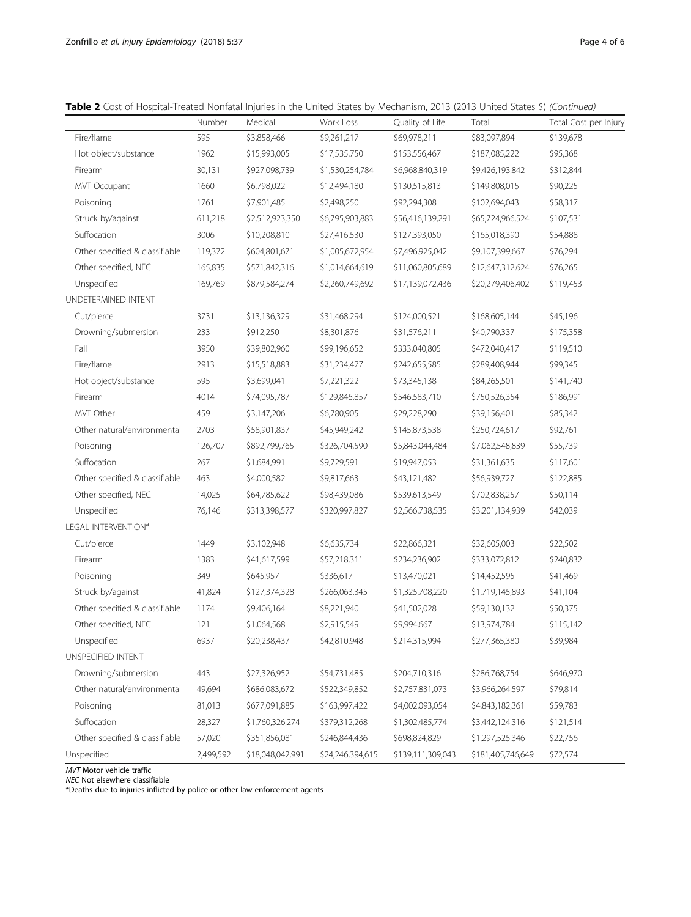**Table 2** Cost of Hospital-Treated Nonfatal Injuries in the United States by Mechanism, 2013 (2013 United States $) *(Continued)*

| | Number | Medical | Work Loss | Quality of Life | Total | Total Cost per Injury |
|---|---|---|---|---|---|---|
| Fire/flame | 595 | $3,858,466 | $9,261,217 | $69,978,211 | $83,097,894 | $139,678 |
| Hot object/substance | 1962 | $15,993,005 | $17,535,750 | $153,556,467 | $187,085,222 | $95,368 |
| Firearm | 30,131 | $927,098,739 | $1,530,254,784 | $6,968,840,319 | $9,426,193,842 | $312,844 |
| MVT Occupant | 1660 | $6,798,022 | $12,494,180 | $130,515,813 | $149,808,015 | $90,225 |
| Poisoning | 1761 | $7,901,485 | $2,498,250 | $92,294,308 | $102,694,043 | $58,317 |
| Struck by/against | 611,218 | $2,512,923,350 | $6,795,903,883 | $56,416,139,291 | $65,724,966,524 | $107,531 |
| Suffocation | 3006 | $10,208,810 | $27,416,530 | $127,393,050 | $165,018,390 | $54,888 |
| Other specified & classifiable | 119,372 | $604,801,671 | $1,005,672,954 | $7,496,925,042 | $9,107,399,667 | $76,294 |
| Other specified, NEC | 165,835 | $571,842,316 | $1,014,664,619 | $11,060,805,689 | $12,647,312,624 | $76,265 |
| Unspecified | 169,769 | $879,584,274 | $2,260,749,692 | $17,139,072,436 | $20,279,406,402 | $119,453 |
| UNDETERMINED INTENT | | | | | | |
| Cut/pierce | 3731 | $13,136,329 | $31,468,294 | $124,000,521 | $168,605,144 | $45,196 |
| Drowning/submersion | 233 | $912,250 | $8,301,876 | $31,576,211 | $40,790,337 | $175,358 |
| Fall | 3950 | $39,802,960 | $99,196,652 | $333,040,805 | $472,040,417 | $119,510 |
| Fire/flame | 2913 | $15,518,883 | $31,234,477 | $242,655,585 | $289,408,944 | $99,345 |
| Hot object/substance | 595 | $3,699,041 | $7,221,322 | $73,345,138 | $84,265,501 | $141,740 |
| Firearm | 4014 | $74,095,787 | $129,846,857 | $546,583,710 | $750,526,354 | $186,991 |
| MVT Other | 459 | $3,147,206 | $6,780,905 | $29,228,290 | $39,156,401 | $85,342 |
| Other natural/environmental | 2703 | $58,901,837 | $45,949,242 | $145,873,538 | $250,724,617 | $92,761 |
| Poisoning | 126,707 | $892,799,765 | $326,704,590 | $5,843,044,484 | $7,062,548,839 | $55,739 |
| Suffocation | 267 | $1,684,991 | $9,729,591 | $19,947,053 | $31,361,635 | $117,601 |
| Other specified & classifiable | 463 | $4,000,582 | $9,817,663 | $43,121,482 | $56,939,727 | $122,885 |
| Other specified, NEC | 14,025 | $64,785,622 | $98,439,086 | $539,613,549 | $702,838,257 | $50,114 |
| Unspecified | 76,146 | $313,398,577 | $320,997,827 | $2,566,738,535 | $3,201,134,939 | $42,039 |
| LEGAL INTERVENTION[a] | | | | | | |
| Cut/pierce | 1449 | $3,102,948 | $6,635,734 | $22,866,321 | $32,605,003 | $22,502 |
| Firearm | 1383 | $41,617,599 | $57,218,311 | $234,236,902 | $333,072,812 | $240,832 |
| Poisoning | 349 | $645,957 | $336,617 | $13,470,021 | $14,452,595 | $41,469 |
| Struck by/against | 41,824 | $127,374,328 | $266,063,345 | $1,325,708,220 | $1,719,145,893 | $41,104 |
| Other specified & classifiable | 1174 | $9,406,164 | $8,221,940 | $41,502,028 | $59,130,132 | $50,375 |
| Other specified, NEC | 121 | $1,064,568 | $2,915,549 | $9,994,667 | $13,974,784 | $115,142 |
| Unspecified | 6937 | $20,238,437 | $42,810,948 | $214,315,994 | $277,365,380 | $39,984 |
| UNSPECIFIED INTENT | | | | | | |
| Drowning/submersion | 443 | $27,326,952 | $54,731,485 | $204,710,316 | $286,768,754 | $646,970 |
| Other natural/environmental | 49,694 | $686,083,672 | $522,349,852 | $2,757,831,073 | $3,966,264,597 | $79,814 |
| Poisoning | 81,013 | $677,091,885 | $163,997,422 | $4,002,093,054 | $4,843,182,361 | $59,783 |
| Suffocation | 28,327 | $1,760,326,274 | $379,312,268 | $1,302,485,774 | $3,442,124,316 | $121,514 |
| Other specified & classifiable | 57,020 | $351,856,081 | $246,844,436 | $698,824,829 | $1,297,525,346 | $22,756 |
| Unspecified | 2,499,592 | $18,048,042,991 | $24,246,394,615 | $139,111,309,043 | $181,405,746,649 | $72,574 |

*MVT* Motor vehicle traffic
*NEC* Not elsewhere classifiable
*Deaths due to injuries inflicted by police or other law enforcement agents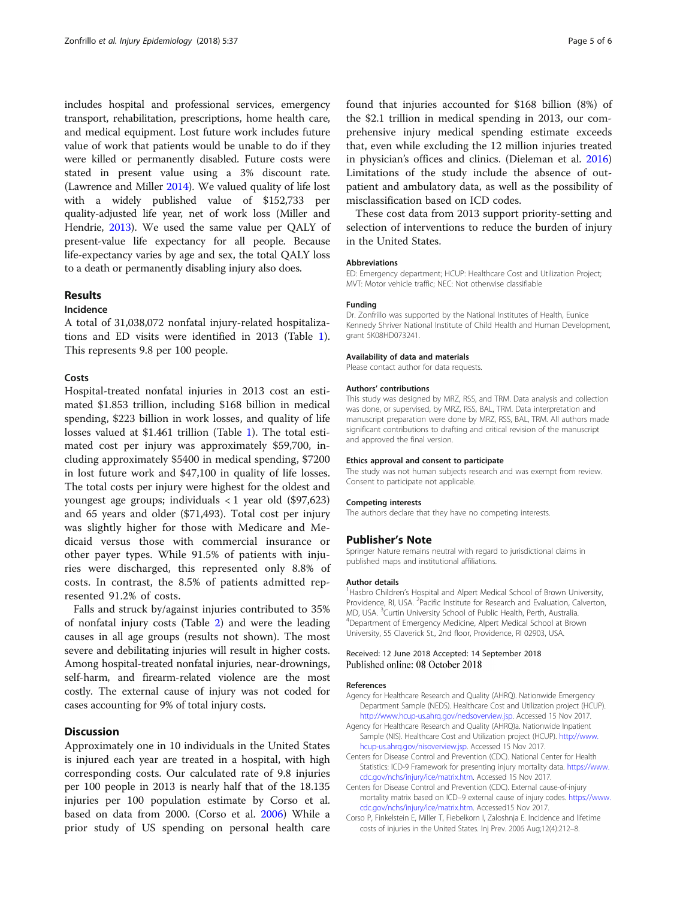includes hospital and professional services, emergency transport, rehabilitation, prescriptions, home health care, and medical equipment. Lost future work includes future value of work that patients would be unable to do if they were killed or permanently disabled. Future costs were stated in present value using a 3% discount rate. (Lawrence and Miller 2014). We valued quality of life lost with a widely published value of $152,733 per quality-adjusted life year, net of work loss (Miller and Hendrie, 2013). We used the same value per QALY of present-value life expectancy for all people. Because life-expectancy varies by age and sex, the total QALY loss to a death or permanently disabling injury also does.

## Results

### Incidence

A total of 31,038,072 nonfatal injury-related hospitalizations and ED visits were identified in 2013 (Table 1). This represents 9.8 per 100 people.

### Costs

Hospital-treated nonfatal injuries in 2013 cost an estimated $1.853 trillion, including $168 billion in medical spending, $223 billion in work losses, and quality of life losses valued at $1.461 trillion (Table 1). The total estimated cost per injury was approximately $59,700, including approximately $5400 in medical spending, $7200 in lost future work and $47,100 in quality of life losses. The total costs per injury were highest for the oldest and youngest age groups; individuals < 1 year old ($97,623) and 65 years and older ($71,493). Total cost per injury was slightly higher for those with Medicare and Medicaid versus those with commercial insurance or other payer types. While 91.5% of patients with injuries were discharged, this represented only 8.8% of costs. In contrast, the 8.5% of patients admitted represented 91.2% of costs.

Falls and struck by/against injuries contributed to 35% of nonfatal injury costs (Table 2) and were the leading causes in all age groups (results not shown). The most severe and debilitating injuries will result in higher costs. Among hospital-treated nonfatal injuries, near-drownings, self-harm, and firearm-related violence are the most costly. The external cause of injury was not coded for cases accounting for 9% of total injury costs.

## Discussion

Approximately one in 10 individuals in the United States is injured each year are treated in a hospital, with high corresponding costs. Our calculated rate of 9.8 injuries per 100 people in 2013 is nearly half that of the 18.135 injuries per 100 population estimate by Corso et al. based on data from 2000. (Corso et al. 2006) While a prior study of US spending on personal health care found that injuries accounted for $168 billion (8%) of the $2.1 trillion in medical spending in 2013, our comprehensive injury medical spending estimate exceeds that, even while excluding the 12 million injuries treated in physician's offices and clinics. (Dieleman et al. 2016) Limitations of the study include the absence of outpatient and ambulatory data, as well as the possibility of misclassification based on ICD codes.

These cost data from 2013 support priority-setting and selection of interventions to reduce the burden of injury in the United States.

#### Abbreviations

ED: Emergency department; HCUP: Healthcare Cost and Utilization Project; MVT: Motor vehicle traffic; NEC: Not otherwise classifiable

#### Funding

Dr. Zonfrillo was supported by the National Institutes of Health, Eunice Kennedy Shriver National Institute of Child Health and Human Development, grant 5K08HD073241.

#### Availability of data and materials

Please contact author for data requests.

#### Authors' contributions

This study was designed by MRZ, RSS, and TRM. Data analysis and collection was done, or supervised, by MRZ, RSS, BAL, TRM. Data interpretation and manuscript preparation were done by MRZ, RSS, BAL, TRM. All authors made significant contributions to drafting and critical revision of the manuscript and approved the final version.

#### Ethics approval and consent to participate

The study was not human subjects research and was exempt from review. Consent to participate not applicable.

#### Competing interests

The authors declare that they have no competing interests.

## Publisher's Note

Springer Nature remains neutral with regard to jurisdictional claims in published maps and institutional affiliations.

#### Author details

[1]Hasbro Children's Hospital and Alpert Medical School of Brown University, Providence, RI, USA. [2]Pacific Institute for Research and Evaluation, Calverton, MD, USA. [3]Curtin University School of Public Health, Perth, Australia. [4]Department of Emergency Medicine, Alpert Medical School at Brown University, 55 Claverick St., 2nd floor, Providence, RI 02903, USA.

Received: 12 June 2018 Accepted: 14 September 2018
Published online: 08 October 2018

#### References

- Agency for Healthcare Research and Quality (AHRQ). Nationwide Emergency Department Sample (NEDS). Healthcare Cost and Utilization project (HCUP). http://www.hcup-us.ahrq.gov/nedsoverview.jsp. Accessed 15 Nov 2017.
- Agency for Healthcare Research and Quality (AHRQ)a. Nationwide Inpatient Sample (NIS). Healthcare Cost and Utilization project (HCUP). http://www.hcup-us.ahrq.gov/nisoverview.jsp. Accessed 15 Nov 2017.
- Centers for Disease Control and Prevention (CDC). National Center for Health Statistics: ICD-9 Framework for presenting injury mortality data. https://www.cdc.gov/nchs/injury/ice/matrix.htm. Accessed 15 Nov 2017.
- Centers for Disease Control and Prevention (CDC). External cause-of-injury mortality matrix based on ICD–9 external cause of injury codes. https://www.cdc.gov/nchs/injury/ice/matrix.htm. Accessed15 Nov 2017.
- Corso P, Finkelstein E, Miller T, Fiebelkorn I, Zaloshnja E. Incidence and lifetime costs of injuries in the United States. Inj Prev. 2006 Aug;12(4):212–8.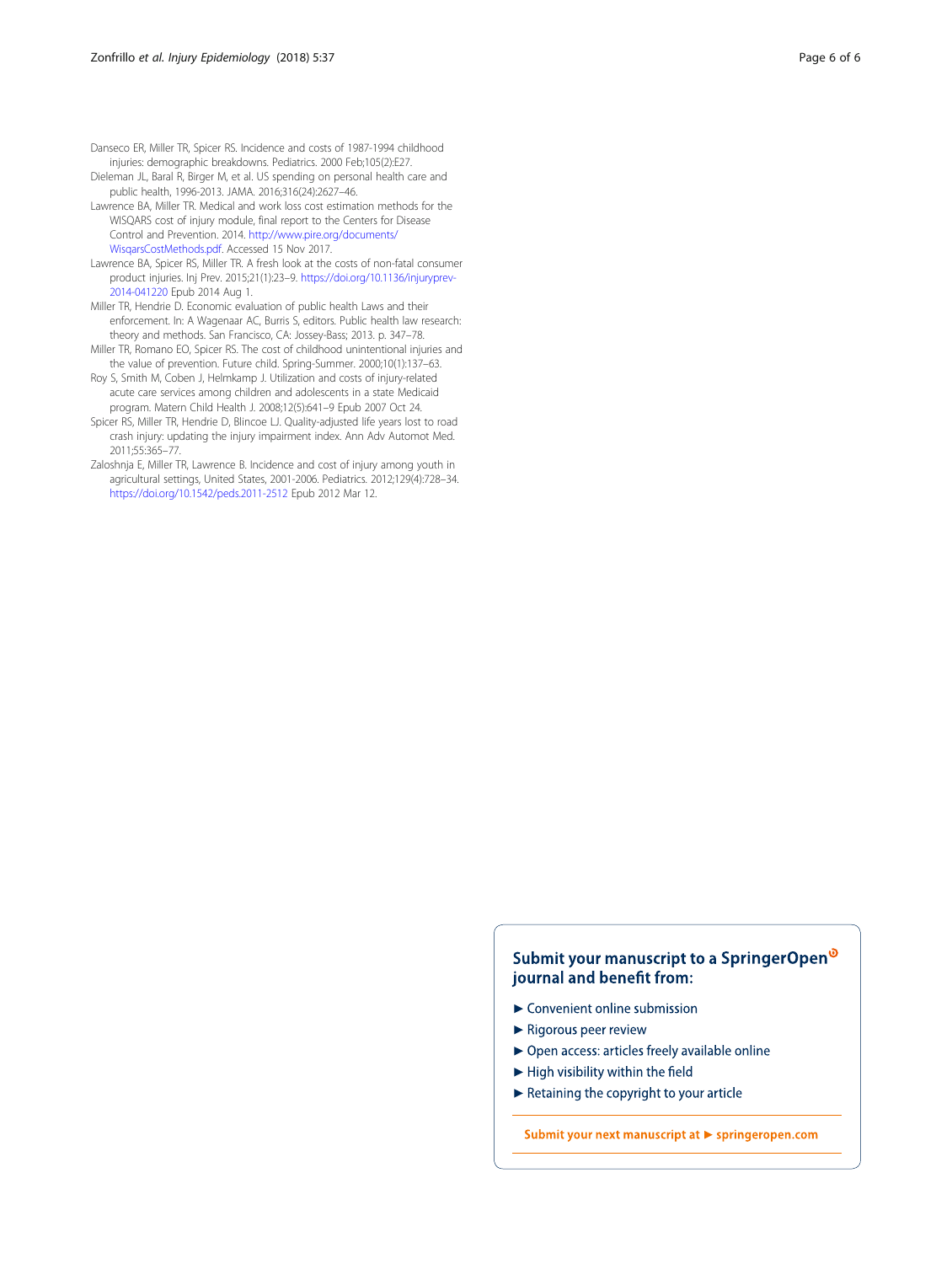Danseco ER, Miller TR, Spicer RS. Incidence and costs of 1987-1994 childhood injuries: demographic breakdowns. Pediatrics. 2000 Feb;105(2):E27.

Dieleman JL, Baral R, Birger M, et al. US spending on personal health care and public health, 1996-2013. JAMA. 2016;316(24):2627–46.

Lawrence BA, Miller TR. Medical and work loss cost estimation methods for the WISQARS cost of injury module, final report to the Centers for Disease Control and Prevention. 2014. http://www.pire.org/documents/WisqarsCostMethods.pdf. Accessed 15 Nov 2017.

Lawrence BA, Spicer RS, Miller TR. A fresh look at the costs of non-fatal consumer product injuries. Inj Prev. 2015;21(1):23–9. https://doi.org/10.1136/injuryprev-2014-041220 Epub 2014 Aug 1.

Miller TR, Hendrie D. Economic evaluation of public health Laws and their enforcement. In: A Wagenaar AC, Burris S, editors. Public health law research: theory and methods. San Francisco, CA: Jossey-Bass; 2013. p. 347–78.

Miller TR, Romano EO, Spicer RS. The cost of childhood unintentional injuries and the value of prevention. Future child. Spring-Summer. 2000;10(1):137–63.

Roy S, Smith M, Coben J, Helmkamp J. Utilization and costs of injury-related acute care services among children and adolescents in a state Medicaid program. Matern Child Health J. 2008;12(5):641–9 Epub 2007 Oct 24.

Spicer RS, Miller TR, Hendrie D, Blincoe LJ. Quality-adjusted life years lost to road crash injury: updating the injury impairment index. Ann Adv Automot Med. 2011;55:365–77.

Zaloshnja E, Miller TR, Lawrence B. Incidence and cost of injury among youth in agricultural settings, United States, 2001-2006. Pediatrics. 2012;129(4):728–34. https://doi.org/10.1542/peds.2011-2512 Epub 2012 Mar 12.

**Submit your manuscript to a SpringerOpen journal and benefit from:**

- ► Convenient online submission
- ► Rigorous peer review
- ► Open access: articles freely available online
- ► High visibility within the field
- ► Retaining the copyright to your article

**Submit your next manuscript at ► springeropen.com**